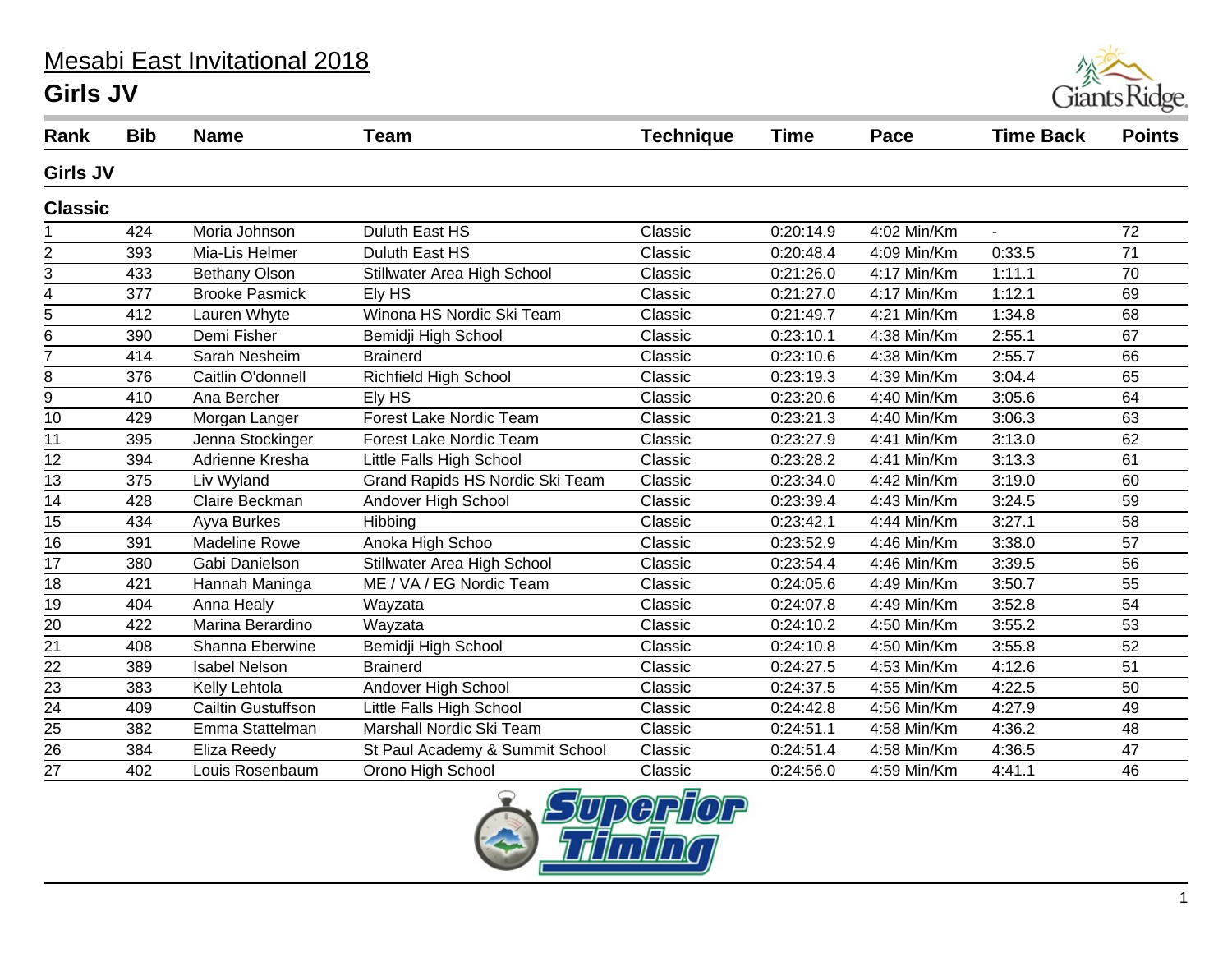# Mesabi East Invitational 2018

## Girls JV

| Rank | Bib | Name | Team | Technique | Time | Pace | Time Back | Points |
|---|---|---|---|---|---|---|---|---|
| **Girls JV** | | | | | | | | |
| **Classic** | | | | | | | | |
| 1 | 424 | Moria Johnson | Duluth East HS | Classic | 0:20:14.9 | 4:02 Min/Km | - | 72 |
| 2 | 393 | Mia-Lis Helmer | Duluth East HS | Classic | 0:20:48.4 | 4:09 Min/Km | 0:33.5 | 71 |
| 3 | 433 | Bethany Olson | Stillwater Area High School | Classic | 0:21:26.0 | 4:17 Min/Km | 1:11.1 | 70 |
| 4 | 377 | Brooke Pasmick | Ely HS | Classic | 0:21:27.0 | 4:17 Min/Km | 1:12.1 | 69 |
| 5 | 412 | Lauren Whyte | Winona HS Nordic Ski Team | Classic | 0:21:49.7 | 4:21 Min/Km | 1:34.8 | 68 |
| 6 | 390 | Demi Fisher | Bemidji High School | Classic | 0:23:10.1 | 4:38 Min/Km | 2:55.1 | 67 |
| 7 | 414 | Sarah Nesheim | Brainerd | Classic | 0:23:10.6 | 4:38 Min/Km | 2:55.7 | 66 |
| 8 | 376 | Caitlin O'donnell | Richfield High School | Classic | 0:23:19.3 | 4:39 Min/Km | 3:04.4 | 65 |
| 9 | 410 | Ana Bercher | Ely HS | Classic | 0:23:20.6 | 4:40 Min/Km | 3:05.6 | 64 |
| 10 | 429 | Morgan Langer | Forest Lake Nordic Team | Classic | 0:23:21.3 | 4:40 Min/Km | 3:06.3 | 63 |
| 11 | 395 | Jenna Stockinger | Forest Lake Nordic Team | Classic | 0:23:27.9 | 4:41 Min/Km | 3:13.0 | 62 |
| 12 | 394 | Adrienne Kresha | Little Falls High School | Classic | 0:23:28.2 | 4:41 Min/Km | 3:13.3 | 61 |
| 13 | 375 | Liv Wyland | Grand Rapids HS Nordic Ski Team | Classic | 0:23:34.0 | 4:42 Min/Km | 3:19.0 | 60 |
| 14 | 428 | Claire Beckman | Andover High School | Classic | 0:23:39.4 | 4:43 Min/Km | 3:24.5 | 59 |
| 15 | 434 | Ayva Burkes | Hibbing | Classic | 0:23:42.1 | 4:44 Min/Km | 3:27.1 | 58 |
| 16 | 391 | Madeline Rowe | Anoka High Schoo | Classic | 0:23:52.9 | 4:46 Min/Km | 3:38.0 | 57 |
| 17 | 380 | Gabi Danielson | Stillwater Area High School | Classic | 0:23:54.4 | 4:46 Min/Km | 3:39.5 | 56 |
| 18 | 421 | Hannah Maninga | ME / VA / EG Nordic Team | Classic | 0:24:05.6 | 4:49 Min/Km | 3:50.7 | 55 |
| 19 | 404 | Anna Healy | Wayzata | Classic | 0:24:07.8 | 4:49 Min/Km | 3:52.8 | 54 |
| 20 | 422 | Marina Berardino | Wayzata | Classic | 0:24:10.2 | 4:50 Min/Km | 3:55.2 | 53 |
| 21 | 408 | Shanna Eberwine | Bemidji High School | Classic | 0:24:10.8 | 4:50 Min/Km | 3:55.8 | 52 |
| 22 | 389 | Isabel Nelson | Brainerd | Classic | 0:24:27.5 | 4:53 Min/Km | 4:12.6 | 51 |
| 23 | 383 | Kelly Lehtola | Andover High School | Classic | 0:24:37.5 | 4:55 Min/Km | 4:22.5 | 50 |
| 24 | 409 | Cailtin Gustuffson | Little Falls High School | Classic | 0:24:42.8 | 4:56 Min/Km | 4:27.9 | 49 |
| 25 | 382 | Emma Stattelman | Marshall Nordic Ski Team | Classic | 0:24:51.1 | 4:58 Min/Km | 4:36.2 | 48 |
| 26 | 384 | Eliza Reedy | St Paul Academy & Summit School | Classic | 0:24:51.4 | 4:58 Min/Km | 4:36.5 | 47 |
| 27 | 402 | Louis Rosenbaum | Orono High School | Classic | 0:24:56.0 | 4:59 Min/Km | 4:41.1 | 46 |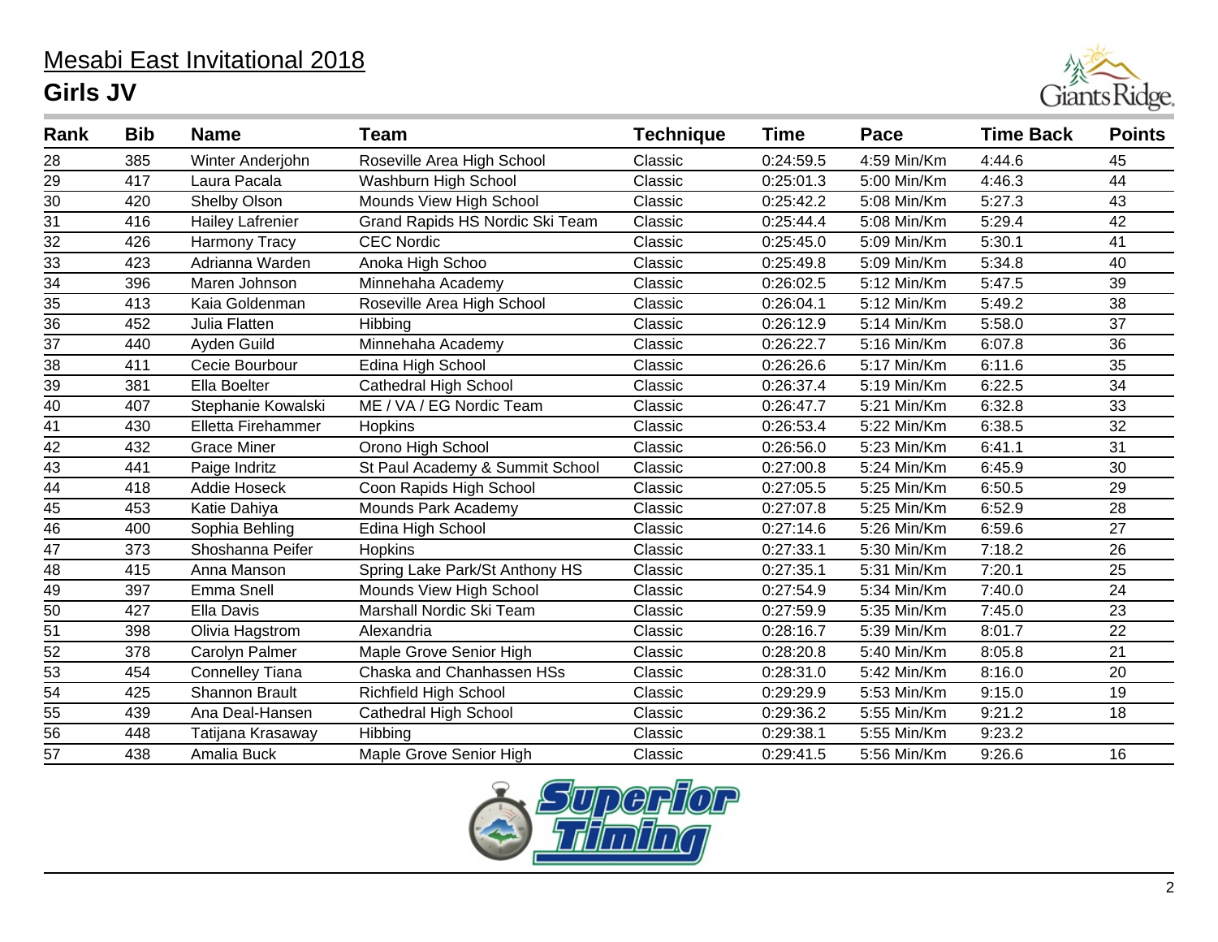# Mesabi East Invitational 2018

## Girls JV

| Rank | Bib | Name | Team | Technique | Time | Pace | Time Back | Points |
|---|---|---|---|---|---|---|---|---|
| 28 | 385 | Winter Anderjohn | Roseville Area High School | Classic | 0:24:59.5 | 4:59 Min/Km | 4:44.6 | 45 |
| 29 | 417 | Laura Pacala | Washburn High School | Classic | 0:25:01.3 | 5:00 Min/Km | 4:46.3 | 44 |
| 30 | 420 | Shelby Olson | Mounds View High School | Classic | 0:25:42.2 | 5:08 Min/Km | 5:27.3 | 43 |
| 31 | 416 | Hailey Lafrenier | Grand Rapids HS Nordic Ski Team | Classic | 0:25:44.4 | 5:08 Min/Km | 5:29.4 | 42 |
| 32 | 426 | Harmony Tracy | CEC Nordic | Classic | 0:25:45.0 | 5:09 Min/Km | 5:30.1 | 41 |
| 33 | 423 | Adrianna Warden | Anoka High Schoo | Classic | 0:25:49.8 | 5:09 Min/Km | 5:34.8 | 40 |
| 34 | 396 | Maren Johnson | Minnehaha Academy | Classic | 0:26:02.5 | 5:12 Min/Km | 5:47.5 | 39 |
| 35 | 413 | Kaia Goldenman | Roseville Area High School | Classic | 0:26:04.1 | 5:12 Min/Km | 5:49.2 | 38 |
| 36 | 452 | Julia Flatten | Hibbing | Classic | 0:26:12.9 | 5:14 Min/Km | 5:58.0 | 37 |
| 37 | 440 | Ayden Guild | Minnehaha Academy | Classic | 0:26:22.7 | 5:16 Min/Km | 6:07.8 | 36 |
| 38 | 411 | Cecie Bourbour | Edina High School | Classic | 0:26:26.6 | 5:17 Min/Km | 6:11.6 | 35 |
| 39 | 381 | Ella Boelter | Cathedral High School | Classic | 0:26:37.4 | 5:19 Min/Km | 6:22.5 | 34 |
| 40 | 407 | Stephanie Kowalski | ME / VA / EG Nordic Team | Classic | 0:26:47.7 | 5:21 Min/Km | 6:32.8 | 33 |
| 41 | 430 | Elletta Firehammer | Hopkins | Classic | 0:26:53.4 | 5:22 Min/Km | 6:38.5 | 32 |
| 42 | 432 | Grace Miner | Orono High School | Classic | 0:26:56.0 | 5:23 Min/Km | 6:41.1 | 31 |
| 43 | 441 | Paige Indritz | St Paul Academy & Summit School | Classic | 0:27:00.8 | 5:24 Min/Km | 6:45.9 | 30 |
| 44 | 418 | Addie Hoseck | Coon Rapids High School | Classic | 0:27:05.5 | 5:25 Min/Km | 6:50.5 | 29 |
| 45 | 453 | Katie Dahiya | Mounds Park Academy | Classic | 0:27:07.8 | 5:25 Min/Km | 6:52.9 | 28 |
| 46 | 400 | Sophia Behling | Edina High School | Classic | 0:27:14.6 | 5:26 Min/Km | 6:59.6 | 27 |
| 47 | 373 | Shoshanna Peifer | Hopkins | Classic | 0:27:33.1 | 5:30 Min/Km | 7:18.2 | 26 |
| 48 | 415 | Anna Manson | Spring Lake Park/St Anthony HS | Classic | 0:27:35.1 | 5:31 Min/Km | 7:20.1 | 25 |
| 49 | 397 | Emma Snell | Mounds View High School | Classic | 0:27:54.9 | 5:34 Min/Km | 7:40.0 | 24 |
| 50 | 427 | Ella Davis | Marshall Nordic Ski Team | Classic | 0:27:59.9 | 5:35 Min/Km | 7:45.0 | 23 |
| 51 | 398 | Olivia Hagstrom | Alexandria | Classic | 0:28:16.7 | 5:39 Min/Km | 8:01.7 | 22 |
| 52 | 378 | Carolyn Palmer | Maple Grove Senior High | Classic | 0:28:20.8 | 5:40 Min/Km | 8:05.8 | 21 |
| 53 | 454 | Connelley Tiana | Chaska and Chanhassen HSs | Classic | 0:28:31.0 | 5:42 Min/Km | 8:16.0 | 20 |
| 54 | 425 | Shannon Brault | Richfield High School | Classic | 0:29:29.9 | 5:53 Min/Km | 9:15.0 | 19 |
| 55 | 439 | Ana Deal-Hansen | Cathedral High School | Classic | 0:29:36.2 | 5:55 Min/Km | 9:21.2 | 18 |
| 56 | 448 | Tatijana Krasaway | Hibbing | Classic | 0:29:38.1 | 5:55 Min/Km | 9:23.2 | |
| 57 | 438 | Amalia Buck | Maple Grove Senior High | Classic | 0:29:41.5 | 5:56 Min/Km | 9:26.6 | 16 |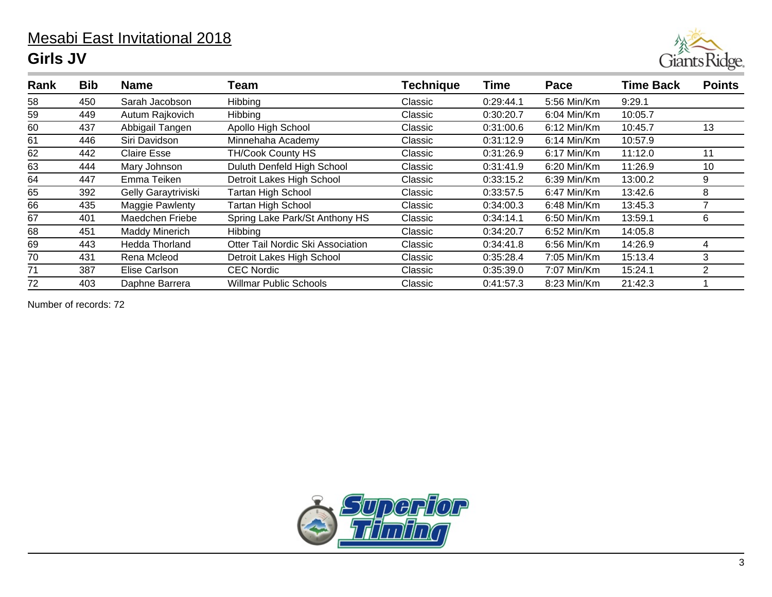# Mesabi East Invitational 2018

## Girls JV

| Rank | Bib | Name | Team | Technique | Time | Pace | Time Back | Points |
|---|---|---|---|---|---|---|---|---|
| 58 | 450 | Sarah Jacobson | Hibbing | Classic | 0:29:44.1 | 5:56 Min/Km | 9:29.1 | |
| 59 | 449 | Autum Rajkovich | Hibbing | Classic | 0:30:20.7 | 6:04 Min/Km | 10:05.7 | |
| 60 | 437 | Abbigail Tangen | Apollo High School | Classic | 0:31:00.6 | 6:12 Min/Km | 10:45.7 | 13 |
| 61 | 446 | Siri Davidson | Minnehaha Academy | Classic | 0:31:12.9 | 6:14 Min/Km | 10:57.9 | |
| 62 | 442 | Claire Esse | TH/Cook County HS | Classic | 0:31:26.9 | 6:17 Min/Km | 11:12.0 | 11 |
| 63 | 444 | Mary Johnson | Duluth Denfeld High School | Classic | 0:31:41.9 | 6:20 Min/Km | 11:26.9 | 10 |
| 64 | 447 | Emma Teiken | Detroit Lakes High School | Classic | 0:33:15.2 | 6:39 Min/Km | 13:00.2 | 9 |
| 65 | 392 | Gelly Garaytriviski | Tartan High School | Classic | 0:33:57.5 | 6:47 Min/Km | 13:42.6 | 8 |
| 66 | 435 | Maggie Pawlenty | Tartan High School | Classic | 0:34:00.3 | 6:48 Min/Km | 13:45.3 | 7 |
| 67 | 401 | Maedchen Friebe | Spring Lake Park/St Anthony HS | Classic | 0:34:14.1 | 6:50 Min/Km | 13:59.1 | 6 |
| 68 | 451 | Maddy Minerich | Hibbing | Classic | 0:34:20.7 | 6:52 Min/Km | 14:05.8 | |
| 69 | 443 | Hedda Thorland | Otter Tail Nordic Ski Association | Classic | 0:34:41.8 | 6:56 Min/Km | 14:26.9 | 4 |
| 70 | 431 | Rena Mcleod | Detroit Lakes High School | Classic | 0:35:28.4 | 7:05 Min/Km | 15:13.4 | 3 |
| 71 | 387 | Elise Carlson | CEC Nordic | Classic | 0:35:39.0 | 7:07 Min/Km | 15:24.1 | 2 |
| 72 | 403 | Daphne Barrera | Willmar Public Schools | Classic | 0:41:57.3 | 8:23 Min/Km | 21:42.3 | 1 |

Number of records: 72